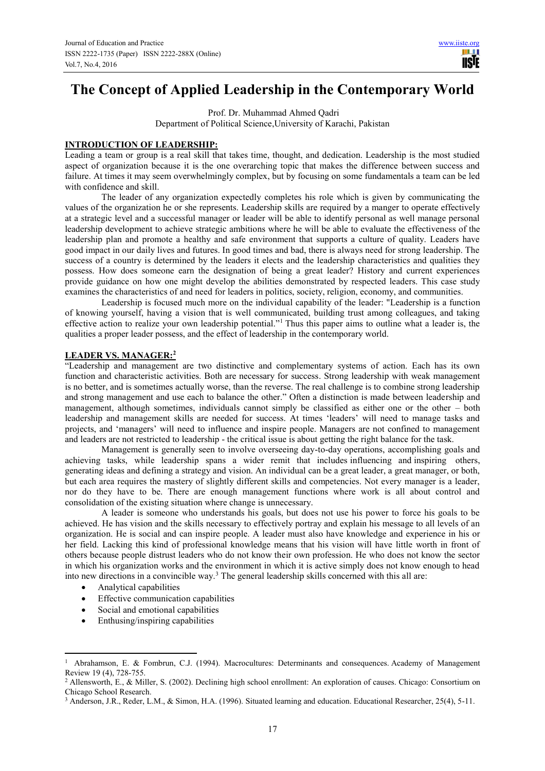# The Concept of Applied Leadership in the Contemporary World

Prof. Dr. Muhammad Ahmed Qadri
Department of Political Science,University of Karachi, Pakistan

## INTRODUCTION OF LEADERSHIP:

Leading a team or group is a real skill that takes time, thought, and dedication. Leadership is the most studied aspect of organization because it is the one overarching topic that makes the difference between success and failure. At times it may seem overwhelmingly complex, but by focusing on some fundamentals a team can be led with confidence and skill.

The leader of any organization expectedly completes his role which is given by communicating the values of the organization he or she represents. Leadership skills are required by a manger to operate effectively at a strategic level and a successful manager or leader will be able to identify personal as well manage personal leadership development to achieve strategic ambitions where he will be able to evaluate the effectiveness of the leadership plan and promote a healthy and safe environment that supports a culture of quality. Leaders have good impact in our daily lives and futures. In good times and bad, there is always need for strong leadership. The success of a country is determined by the leaders it elects and the leadership characteristics and qualities they possess. How does someone earn the designation of being a great leader? History and current experiences provide guidance on how one might develop the abilities demonstrated by respected leaders. This case study examines the characteristics of and need for leaders in politics, society, religion, economy, and communities.

Leadership is focused much more on the individual capability of the leader: "Leadership is a function of knowing yourself, having a vision that is well communicated, building trust among colleagues, and taking effective action to realize your own leadership potential."[1] Thus this paper aims to outline what a leader is, the qualities a proper leader possess, and the effect of leadership in the contemporary world.

## LEADER VS. MANAGER:[2]

"Leadership and management are two distinctive and complementary systems of action. Each has its own function and characteristic activities. Both are necessary for success. Strong leadership with weak management is no better, and is sometimes actually worse, than the reverse. The real challenge is to combine strong leadership and strong management and use each to balance the other." Often a distinction is made between leadership and management, although sometimes, individuals cannot simply be classified as either one or the other – both leadership and management skills are needed for success. At times 'leaders' will need to manage tasks and projects, and 'managers' will need to influence and inspire people. Managers are not confined to management and leaders are not restricted to leadership - the critical issue is about getting the right balance for the task.

Management is generally seen to involve overseeing day-to-day operations, accomplishing goals and achieving tasks, while leadership spans a wider remit that includes influencing and inspiring others, generating ideas and defining a strategy and vision. An individual can be a great leader, a great manager, or both, but each area requires the mastery of slightly different skills and competencies. Not every manager is a leader, nor do they have to be. There are enough management functions where work is all about control and consolidation of the existing situation where change is unnecessary.

A leader is someone who understands his goals, but does not use his power to force his goals to be achieved. He has vision and the skills necessary to effectively portray and explain his message to all levels of an organization. He is social and can inspire people. A leader must also have knowledge and experience in his or her field. Lacking this kind of professional knowledge means that his vision will have little worth in front of others because people distrust leaders who do not know their own profession. He who does not know the sector in which his organization works and the environment in which it is active simply does not know enough to head into new directions in a convincible way.[3] The general leadership skills concerned with this all are:

- Analytical capabilities
- Effective communication capabilities
- Social and emotional capabilities
- Enthusing/inspiring capabilities

---

[1] Abrahamson, E. & Fombrun, C.J. (1994). Macrocultures: Determinants and consequences. Academy of Management Review 19 (4), 728-755.

[2] Allensworth, E., & Miller, S. (2002). Declining high school enrollment: An exploration of causes. Chicago: Consortium on Chicago School Research.

[3] Anderson, J.R., Reder, L.M., & Simon, H.A. (1996). Situated learning and education. Educational Researcher, 25(4), 5-11.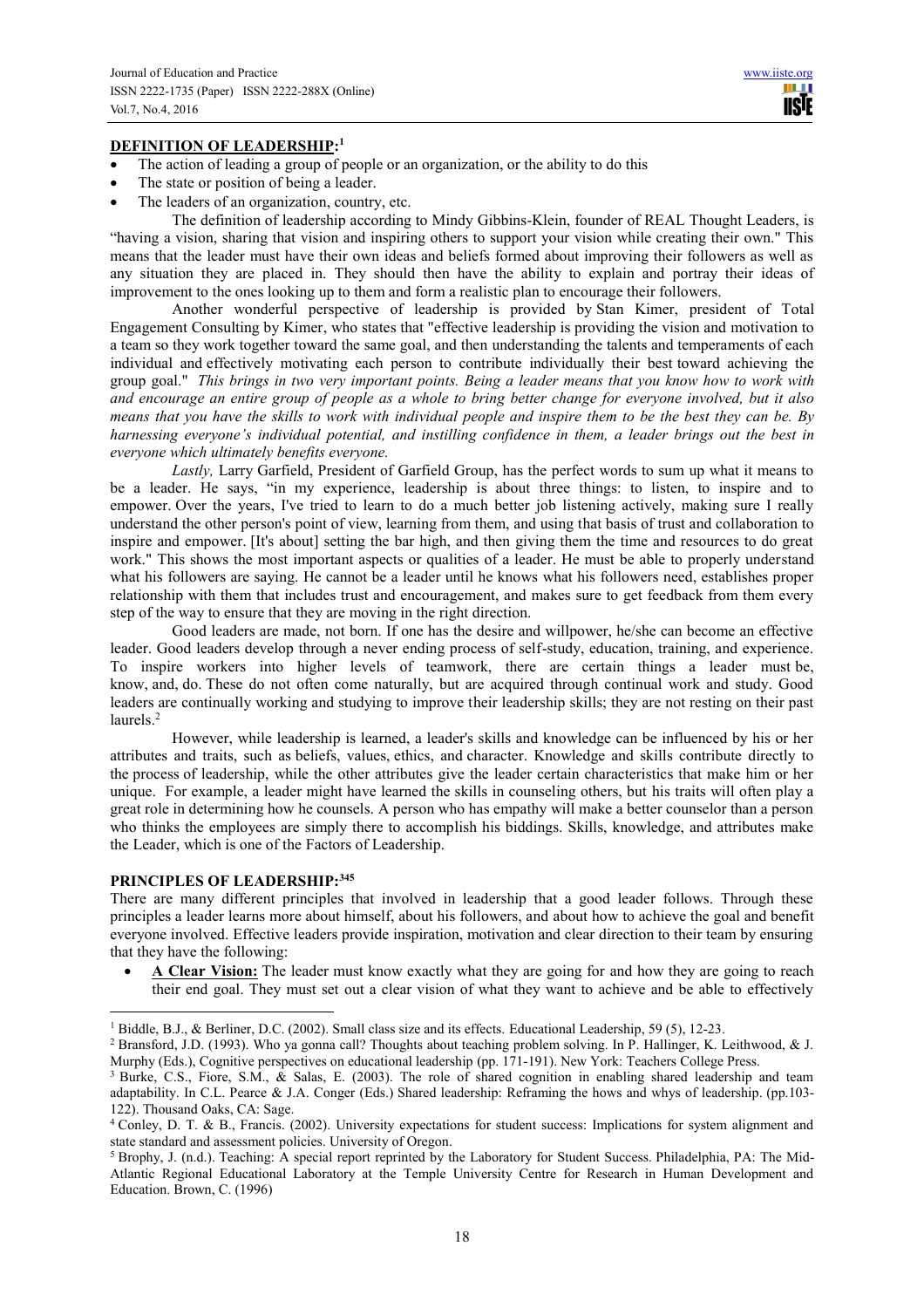**DEFINITION OF LEADERSHIP:**[1]

- The action of leading a group of people or an organization, or the ability to do this
- The state or position of being a leader.
- The leaders of an organization, country, etc.

The definition of leadership according to Mindy Gibbins-Klein, founder of REAL Thought Leaders, is "having a vision, sharing that vision and inspiring others to support your vision while creating their own." This means that the leader must have their own ideas and beliefs formed about improving their followers as well as any situation they are placed in. They should then have the ability to explain and portray their ideas of improvement to the ones looking up to them and form a realistic plan to encourage their followers.

Another wonderful perspective of leadership is provided by Stan Kimer, president of Total Engagement Consulting by Kimer, who states that "effective leadership is providing the vision and motivation to a team so they work together toward the same goal, and then understanding the talents and temperaments of each individual and effectively motivating each person to contribute individually their best toward achieving the group goal." *This brings in two very important points. Being a leader means that you know how to work with and encourage an entire group of people as a whole to bring better change for everyone involved, but it also means that you have the skills to work with individual people and inspire them to be the best they can be. By harnessing everyone's individual potential, and instilling confidence in them, a leader brings out the best in everyone which ultimately benefits everyone.*

*Lastly,* Larry Garfield, President of Garfield Group, has the perfect words to sum up what it means to be a leader. He says, "in my experience, leadership is about three things: to listen, to inspire and to empower. Over the years, I've tried to learn to do a much better job listening actively, making sure I really understand the other person's point of view, learning from them, and using that basis of trust and collaboration to inspire and empower. [It's about] setting the bar high, and then giving them the time and resources to do great work." This shows the most important aspects or qualities of a leader. He must be able to properly understand what his followers are saying. He cannot be a leader until he knows what his followers need, establishes proper relationship with them that includes trust and encouragement, and makes sure to get feedback from them every step of the way to ensure that they are moving in the right direction.

Good leaders are made, not born. If one has the desire and willpower, he/she can become an effective leader. Good leaders develop through a never ending process of self-study, education, training, and experience. To inspire workers into higher levels of teamwork, there are certain things a leader must be, know, and, do. These do not often come naturally, but are acquired through continual work and study. Good leaders are continually working and studying to improve their leadership skills; they are not resting on their past laurels.[2]

However, while leadership is learned, a leader's skills and knowledge can be influenced by his or her attributes and traits, such as beliefs, values, ethics, and character. Knowledge and skills contribute directly to the process of leadership, while the other attributes give the leader certain characteristics that make him or her unique. For example, a leader might have learned the skills in counseling others, but his traits will often play a great role in determining how he counsels. A person who has empathy will make a better counselor than a person who thinks the employees are simply there to accomplish his biddings. Skills, knowledge, and attributes make the Leader, which is one of the Factors of Leadership.

**PRINCIPLES OF LEADERSHIP:**[345]

There are many different principles that involved in leadership that a good leader follows. Through these principles a leader learns more about himself, about his followers, and about how to achieve the goal and benefit everyone involved. Effective leaders provide inspiration, motivation and clear direction to their team by ensuring that they have the following:

- **A Clear Vision:** The leader must know exactly what they are going for and how they are going to reach their end goal. They must set out a clear vision of what they want to achieve and be able to effectively

---

[1] Biddle, B.J., & Berliner, D.C. (2002). Small class size and its effects. Educational Leadership, 59 (5), 12-23.

[2] Bransford, J.D. (1993). Who ya gonna call? Thoughts about teaching problem solving. In P. Hallinger, K. Leithwood, & J. Murphy (Eds.), Cognitive perspectives on educational leadership (pp. 171-191). New York: Teachers College Press.

[3] Burke, C.S., Fiore, S.M., & Salas, E. (2003). The role of shared cognition in enabling shared leadership and team adaptability. In C.L. Pearce & J.A. Conger (Eds.) Shared leadership: Reframing the hows and whys of leadership. (pp.103-122). Thousand Oaks, CA: Sage.

[4] Conley, D. T. & B., Francis. (2002). University expectations for student success: Implications for system alignment and state standard and assessment policies. University of Oregon.

[5] Brophy, J. (n.d.). Teaching: A special report reprinted by the Laboratory for Student Success. Philadelphia, PA: The Mid-Atlantic Regional Educational Laboratory at the Temple University Centre for Research in Human Development and Education. Brown, C. (1996)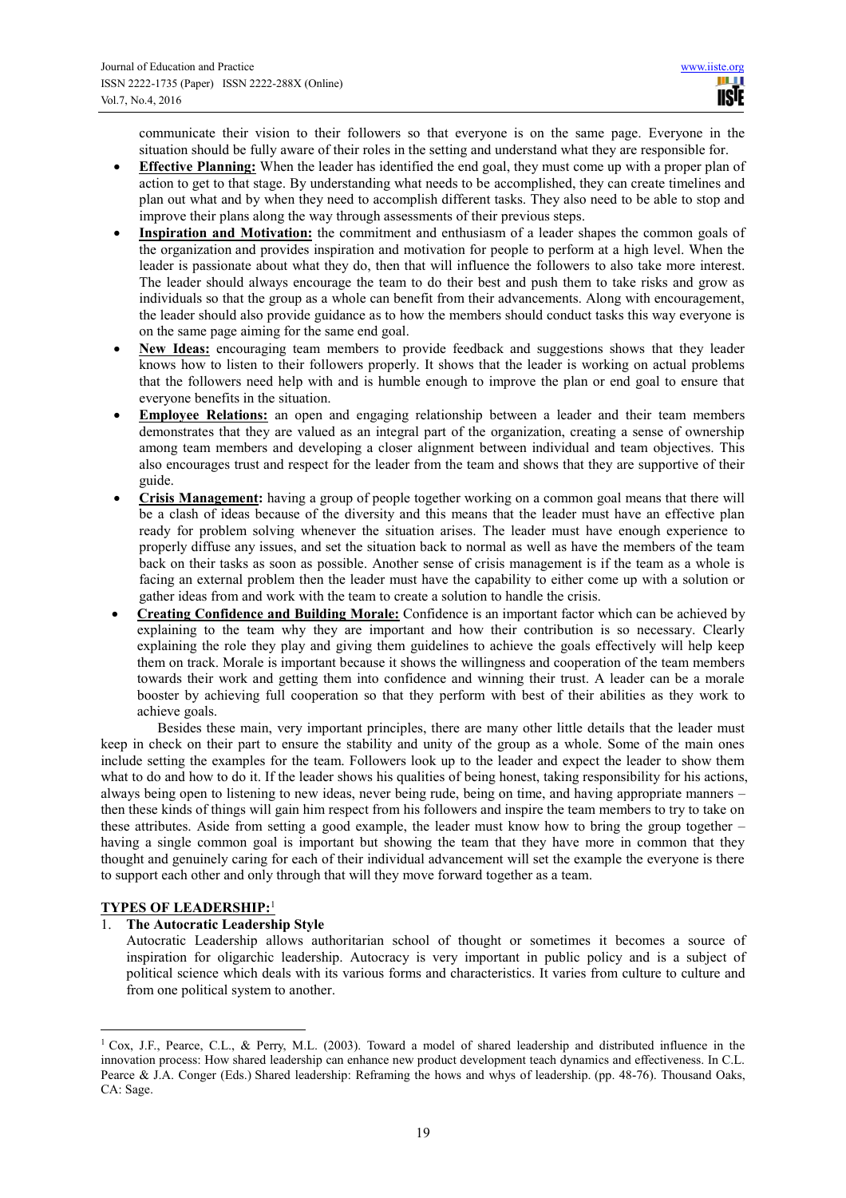communicate their vision to their followers so that everyone is on the same page. Everyone in the situation should be fully aware of their roles in the setting and understand what they are responsible for.

- **Effective Planning:** When the leader has identified the end goal, they must come up with a proper plan of action to get to that stage. By understanding what needs to be accomplished, they can create timelines and plan out what and by when they need to accomplish different tasks. They also need to be able to stop and improve their plans along the way through assessments of their previous steps.
- **Inspiration and Motivation:** the commitment and enthusiasm of a leader shapes the common goals of the organization and provides inspiration and motivation for people to perform at a high level. When the leader is passionate about what they do, then that will influence the followers to also take more interest. The leader should always encourage the team to do their best and push them to take risks and grow as individuals so that the group as a whole can benefit from their advancements. Along with encouragement, the leader should also provide guidance as to how the members should conduct tasks this way everyone is on the same page aiming for the same end goal.
- **New Ideas:** encouraging team members to provide feedback and suggestions shows that they leader knows how to listen to their followers properly. It shows that the leader is working on actual problems that the followers need help with and is humble enough to improve the plan or end goal to ensure that everyone benefits in the situation.
- **Employee Relations:** an open and engaging relationship between a leader and their team members demonstrates that they are valued as an integral part of the organization, creating a sense of ownership among team members and developing a closer alignment between individual and team objectives. This also encourages trust and respect for the leader from the team and shows that they are supportive of their guide.
- **Crisis Management:** having a group of people together working on a common goal means that there will be a clash of ideas because of the diversity and this means that the leader must have an effective plan ready for problem solving whenever the situation arises. The leader must have enough experience to properly diffuse any issues, and set the situation back to normal as well as have the members of the team back on their tasks as soon as possible. Another sense of crisis management is if the team as a whole is facing an external problem then the leader must have the capability to either come up with a solution or gather ideas from and work with the team to create a solution to handle the crisis.
- **Creating Confidence and Building Morale:** Confidence is an important factor which can be achieved by explaining to the team why they are important and how their contribution is so necessary. Clearly explaining the role they play and giving them guidelines to achieve the goals effectively will help keep them on track. Morale is important because it shows the willingness and cooperation of the team members towards their work and getting them into confidence and winning their trust. A leader can be a morale booster by achieving full cooperation so that they perform with best of their abilities as they work to achieve goals.

Besides these main, very important principles, there are many other little details that the leader must keep in check on their part to ensure the stability and unity of the group as a whole. Some of the main ones include setting the examples for the team. Followers look up to the leader and expect the leader to show them what to do and how to do it. If the leader shows his qualities of being honest, taking responsibility for his actions, always being open to listening to new ideas, never being rude, being on time, and having appropriate manners – then these kinds of things will gain him respect from his followers and inspire the team members to try to take on these attributes. Aside from setting a good example, the leader must know how to bring the group together – having a single common goal is important but showing the team that they have more in common that they thought and genuinely caring for each of their individual advancement will set the example the everyone is there to support each other and only through that will they move forward together as a team.

## TYPES OF LEADERSHIP:[1]

1. **The Autocratic Leadership Style**

   Autocratic Leadership allows authoritarian school of thought or sometimes it becomes a source of inspiration for oligarchic leadership. Autocracy is very important in public policy and is a subject of political science which deals with its various forms and characteristics. It varies from culture to culture and from one political system to another.

---

[1] Cox, J.F., Pearce, C.L., & Perry, M.L. (2003). Toward a model of shared leadership and distributed influence in the innovation process: How shared leadership can enhance new product development teach dynamics and effectiveness. In C.L. Pearce & J.A. Conger (Eds.) Shared leadership: Reframing the hows and whys of leadership. (pp. 48-76). Thousand Oaks, CA: Sage.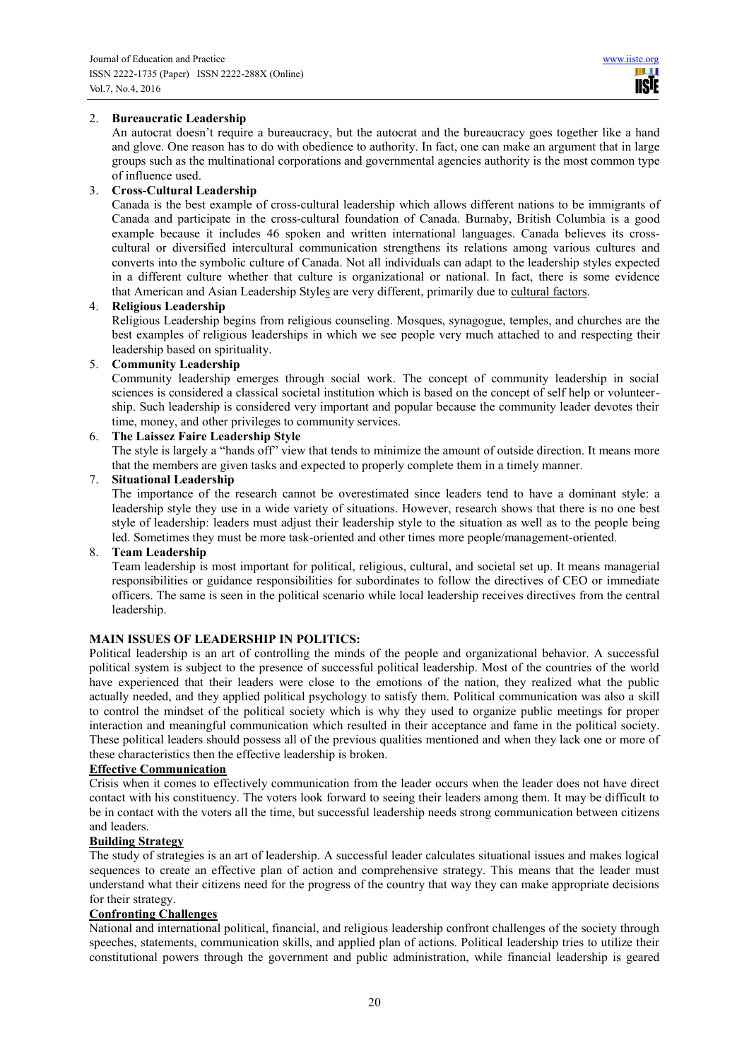2. **Bureaucratic Leadership**
   An autocrat doesn't require a bureaucracy, but the autocrat and the bureaucracy goes together like a hand and glove. One reason has to do with obedience to authority. In fact, one can make an argument that in large groups such as the multinational corporations and governmental agencies authority is the most common type of influence used.
3. **Cross-Cultural Leadership**
   Canada is the best example of cross-cultural leadership which allows different nations to be immigrants of Canada and participate in the cross-cultural foundation of Canada. Burnaby, British Columbia is a good example because it includes 46 spoken and written international languages. Canada believes its cross-cultural or diversified intercultural communication strengthens its relations among various cultures and converts into the symbolic culture of Canada. Not all individuals can adapt to the leadership styles expected in a different culture whether that culture is organizational or national. In fact, there is some evidence that American and Asian Leadership Styles are very different, primarily due to cultural factors.
4. **Religious Leadership**
   Religious Leadership begins from religious counseling. Mosques, synagogue, temples, and churches are the best examples of religious leaderships in which we see people very much attached to and respecting their leadership based on spirituality.
5. **Community Leadership**
   Community leadership emerges through social work. The concept of community leadership in social sciences is considered a classical societal institution which is based on the concept of self help or volunteership. Such leadership is considered very important and popular because the community leader devotes their time, money, and other privileges to community services.
6. **The Laissez Faire Leadership Style**
   The style is largely a "hands off" view that tends to minimize the amount of outside direction. It means more that the members are given tasks and expected to properly complete them in a timely manner.
7. **Situational Leadership**
   The importance of the research cannot be overestimated since leaders tend to have a dominant style: a leadership style they use in a wide variety of situations. However, research shows that there is no one best style of leadership: leaders must adjust their leadership style to the situation as well as to the people being led. Sometimes they must be more task-oriented and other times more people/management-oriented.
8. **Team Leadership**
   Team leadership is most important for political, religious, cultural, and societal set up. It means managerial responsibilities or guidance responsibilities for subordinates to follow the directives of CEO or immediate officers. The same is seen in the political scenario while local leadership receives directives from the central leadership.

**MAIN ISSUES OF LEADERSHIP IN POLITICS:**

Political leadership is an art of controlling the minds of the people and organizational behavior. A successful political system is subject to the presence of successful political leadership. Most of the countries of the world have experienced that their leaders were close to the emotions of the nation, they realized what the public actually needed, and they applied political psychology to satisfy them. Political communication was also a skill to control the mindset of the political society which is why they used to organize public meetings for proper interaction and meaningful communication which resulted in their acceptance and fame in the political society. These political leaders should possess all of the previous qualities mentioned and when they lack one or more of these characteristics then the effective leadership is broken.

**Effective Communication**

Crisis when it comes to effectively communication from the leader occurs when the leader does not have direct contact with his constituency. The voters look forward to seeing their leaders among them. It may be difficult to be in contact with the voters all the time, but successful leadership needs strong communication between citizens and leaders.

**Building Strategy**

The study of strategies is an art of leadership. A successful leader calculates situational issues and makes logical sequences to create an effective plan of action and comprehensive strategy. This means that the leader must understand what their citizens need for the progress of the country that way they can make appropriate decisions for their strategy.

**Confronting Challenges**

National and international political, financial, and religious leadership confront challenges of the society through speeches, statements, communication skills, and applied plan of actions. Political leadership tries to utilize their constitutional powers through the government and public administration, while financial leadership is geared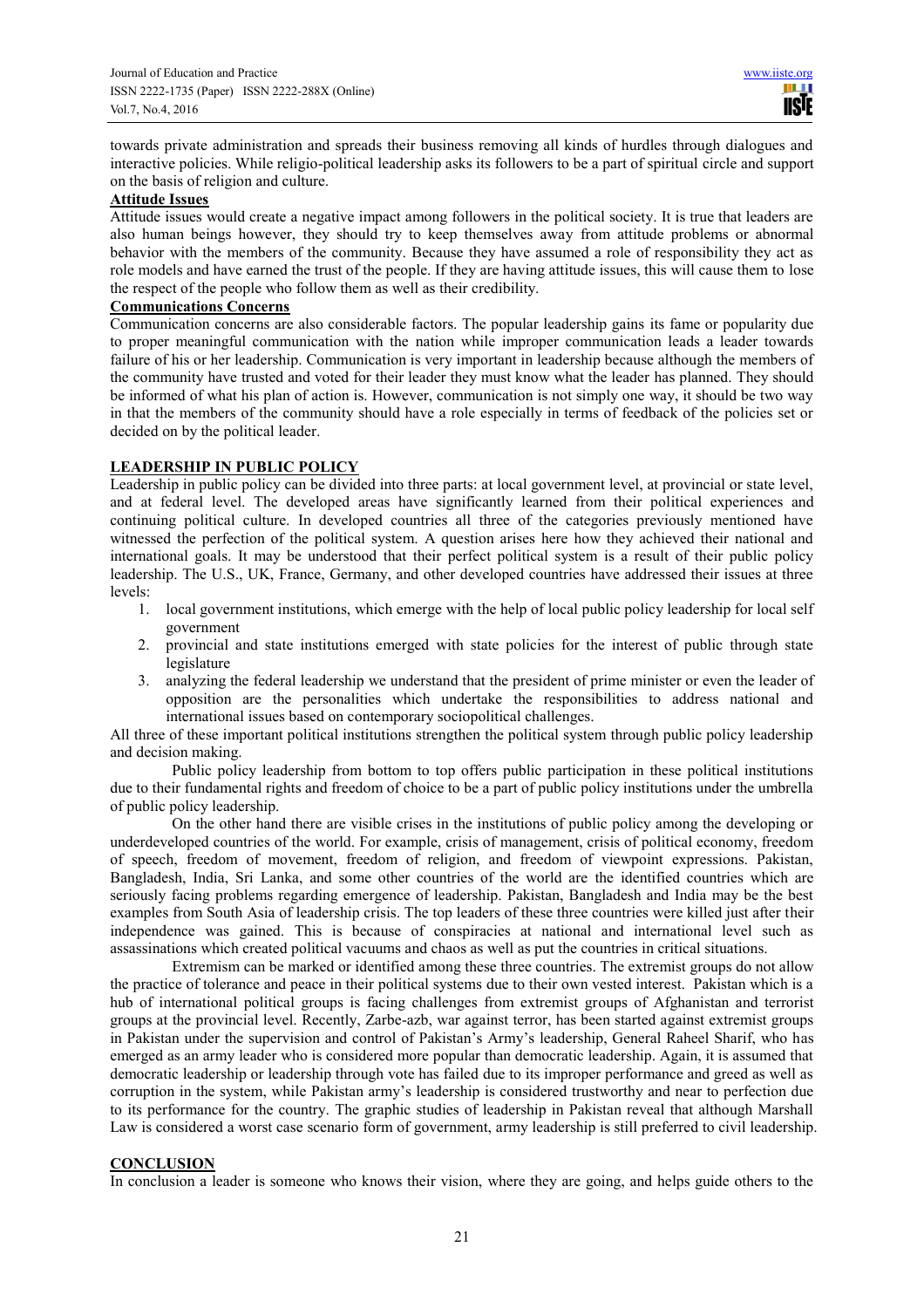towards private administration and spreads their business removing all kinds of hurdles through dialogues and interactive policies. While religio-political leadership asks its followers to be a part of spiritual circle and support on the basis of religion and culture.

**Attitude Issues**

Attitude issues would create a negative impact among followers in the political society. It is true that leaders are also human beings however, they should try to keep themselves away from attitude problems or abnormal behavior with the members of the community. Because they have assumed a role of responsibility they act as role models and have earned the trust of the people. If they are having attitude issues, this will cause them to lose the respect of the people who follow them as well as their credibility.

**Communications Concerns**

Communication concerns are also considerable factors. The popular leadership gains its fame or popularity due to proper meaningful communication with the nation while improper communication leads a leader towards failure of his or her leadership. Communication is very important in leadership because although the members of the community have trusted and voted for their leader they must know what the leader has planned. They should be informed of what his plan of action is. However, communication is not simply one way, it should be two way in that the members of the community should have a role especially in terms of feedback of the policies set or decided on by the political leader.

## LEADERSHIP IN PUBLIC POLICY

Leadership in public policy can be divided into three parts: at local government level, at provincial or state level, and at federal level. The developed areas have significantly learned from their political experiences and continuing political culture. In developed countries all three of the categories previously mentioned have witnessed the perfection of the political system. A question arises here how they achieved their national and international goals. It may be understood that their perfect political system is a result of their public policy leadership. The U.S., UK, France, Germany, and other developed countries have addressed their issues at three levels:

1. local government institutions, which emerge with the help of local public policy leadership for local self government
2. provincial and state institutions emerged with state policies for the interest of public through state legislature
3. analyzing the federal leadership we understand that the president of prime minister or even the leader of opposition are the personalities which undertake the responsibilities to address national and international issues based on contemporary sociopolitical challenges.

All three of these important political institutions strengthen the political system through public policy leadership and decision making.

Public policy leadership from bottom to top offers public participation in these political institutions due to their fundamental rights and freedom of choice to be a part of public policy institutions under the umbrella of public policy leadership.

On the other hand there are visible crises in the institutions of public policy among the developing or underdeveloped countries of the world. For example, crisis of management, crisis of political economy, freedom of speech, freedom of movement, freedom of religion, and freedom of viewpoint expressions. Pakistan, Bangladesh, India, Sri Lanka, and some other countries of the world are the identified countries which are seriously facing problems regarding emergence of leadership. Pakistan, Bangladesh and India may be the best examples from South Asia of leadership crisis. The top leaders of these three countries were killed just after their independence was gained. This is because of conspiracies at national and international level such as assassinations which created political vacuums and chaos as well as put the countries in critical situations.

Extremism can be marked or identified among these three countries. The extremist groups do not allow the practice of tolerance and peace in their political systems due to their own vested interest. Pakistan which is a hub of international political groups is facing challenges from extremist groups of Afghanistan and terrorist groups at the provincial level. Recently, Zarbe-azb, war against terror, has been started against extremist groups in Pakistan under the supervision and control of Pakistan's Army's leadership, General Raheel Sharif, who has emerged as an army leader who is considered more popular than democratic leadership. Again, it is assumed that democratic leadership or leadership through vote has failed due to its improper performance and greed as well as corruption in the system, while Pakistan army's leadership is considered trustworthy and near to perfection due to its performance for the country. The graphic studies of leadership in Pakistan reveal that although Marshall Law is considered a worst case scenario form of government, army leadership is still preferred to civil leadership.

## CONCLUSION

In conclusion a leader is someone who knows their vision, where they are going, and helps guide others to the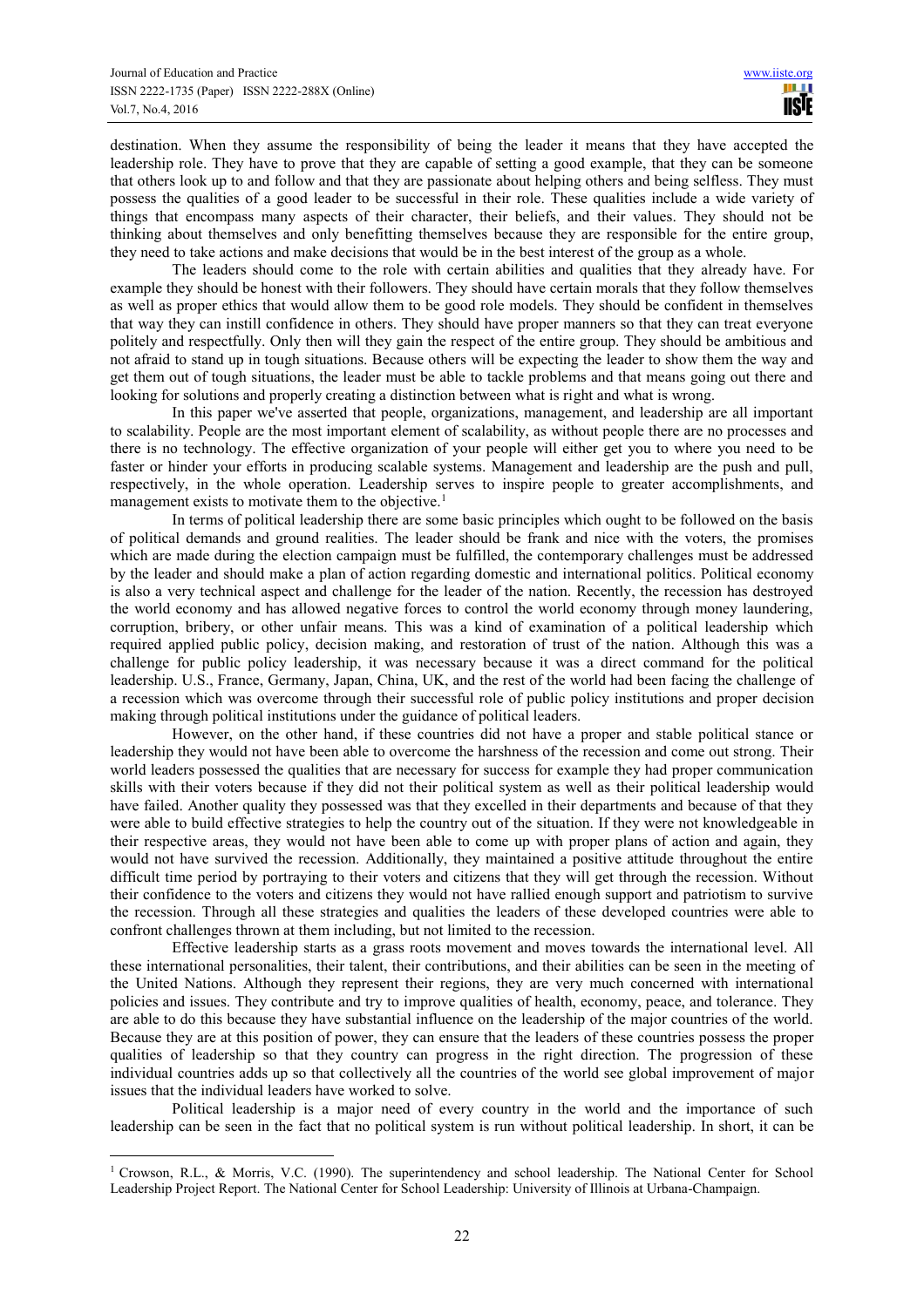destination. When they assume the responsibility of being the leader it means that they have accepted the leadership role. They have to prove that they are capable of setting a good example, that they can be someone that others look up to and follow and that they are passionate about helping others and being selfless. They must possess the qualities of a good leader to be successful in their role. These qualities include a wide variety of things that encompass many aspects of their character, their beliefs, and their values. They should not be thinking about themselves and only benefitting themselves because they are responsible for the entire group, they need to take actions and make decisions that would be in the best interest of the group as a whole.

The leaders should come to the role with certain abilities and qualities that they already have. For example they should be honest with their followers. They should have certain morals that they follow themselves as well as proper ethics that would allow them to be good role models. They should be confident in themselves that way they can instill confidence in others. They should have proper manners so that they can treat everyone politely and respectfully. Only then will they gain the respect of the entire group. They should be ambitious and not afraid to stand up in tough situations. Because others will be expecting the leader to show them the way and get them out of tough situations, the leader must be able to tackle problems and that means going out there and looking for solutions and properly creating a distinction between what is right and what is wrong.

In this paper we've asserted that people, organizations, management, and leadership are all important to scalability. People are the most important element of scalability, as without people there are no processes and there is no technology. The effective organization of your people will either get you to where you need to be faster or hinder your efforts in producing scalable systems. Management and leadership are the push and pull, respectively, in the whole operation. Leadership serves to inspire people to greater accomplishments, and management exists to motivate them to the objective.[1]

In terms of political leadership there are some basic principles which ought to be followed on the basis of political demands and ground realities. The leader should be frank and nice with the voters, the promises which are made during the election campaign must be fulfilled, the contemporary challenges must be addressed by the leader and should make a plan of action regarding domestic and international politics. Political economy is also a very technical aspect and challenge for the leader of the nation. Recently, the recession has destroyed the world economy and has allowed negative forces to control the world economy through money laundering, corruption, bribery, or other unfair means. This was a kind of examination of a political leadership which required applied public policy, decision making, and restoration of trust of the nation. Although this was a challenge for public policy leadership, it was necessary because it was a direct command for the political leadership. U.S., France, Germany, Japan, China, UK, and the rest of the world had been facing the challenge of a recession which was overcome through their successful role of public policy institutions and proper decision making through political institutions under the guidance of political leaders.

However, on the other hand, if these countries did not have a proper and stable political stance or leadership they would not have been able to overcome the harshness of the recession and come out strong. Their world leaders possessed the qualities that are necessary for success for example they had proper communication skills with their voters because if they did not their political system as well as their political leadership would have failed. Another quality they possessed was that they excelled in their departments and because of that they were able to build effective strategies to help the country out of the situation. If they were not knowledgeable in their respective areas, they would not have been able to come up with proper plans of action and again, they would not have survived the recession. Additionally, they maintained a positive attitude throughout the entire difficult time period by portraying to their voters and citizens that they will get through the recession. Without their confidence to the voters and citizens they would not have rallied enough support and patriotism to survive the recession. Through all these strategies and qualities the leaders of these developed countries were able to confront challenges thrown at them including, but not limited to the recession.

Effective leadership starts as a grass roots movement and moves towards the international level. All these international personalities, their talent, their contributions, and their abilities can be seen in the meeting of the United Nations. Although they represent their regions, they are very much concerned with international policies and issues. They contribute and try to improve qualities of health, economy, peace, and tolerance. They are able to do this because they have substantial influence on the leadership of the major countries of the world. Because they are at this position of power, they can ensure that the leaders of these countries possess the proper qualities of leadership so that they country can progress in the right direction. The progression of these individual countries adds up so that collectively all the countries of the world see global improvement of major issues that the individual leaders have worked to solve.

Political leadership is a major need of every country in the world and the importance of such leadership can be seen in the fact that no political system is run without political leadership. In short, it can be

[1] Crowson, R.L., & Morris, V.C. (1990). The superintendency and school leadership. The National Center for School Leadership Project Report. The National Center for School Leadership: University of Illinois at Urbana-Champaign.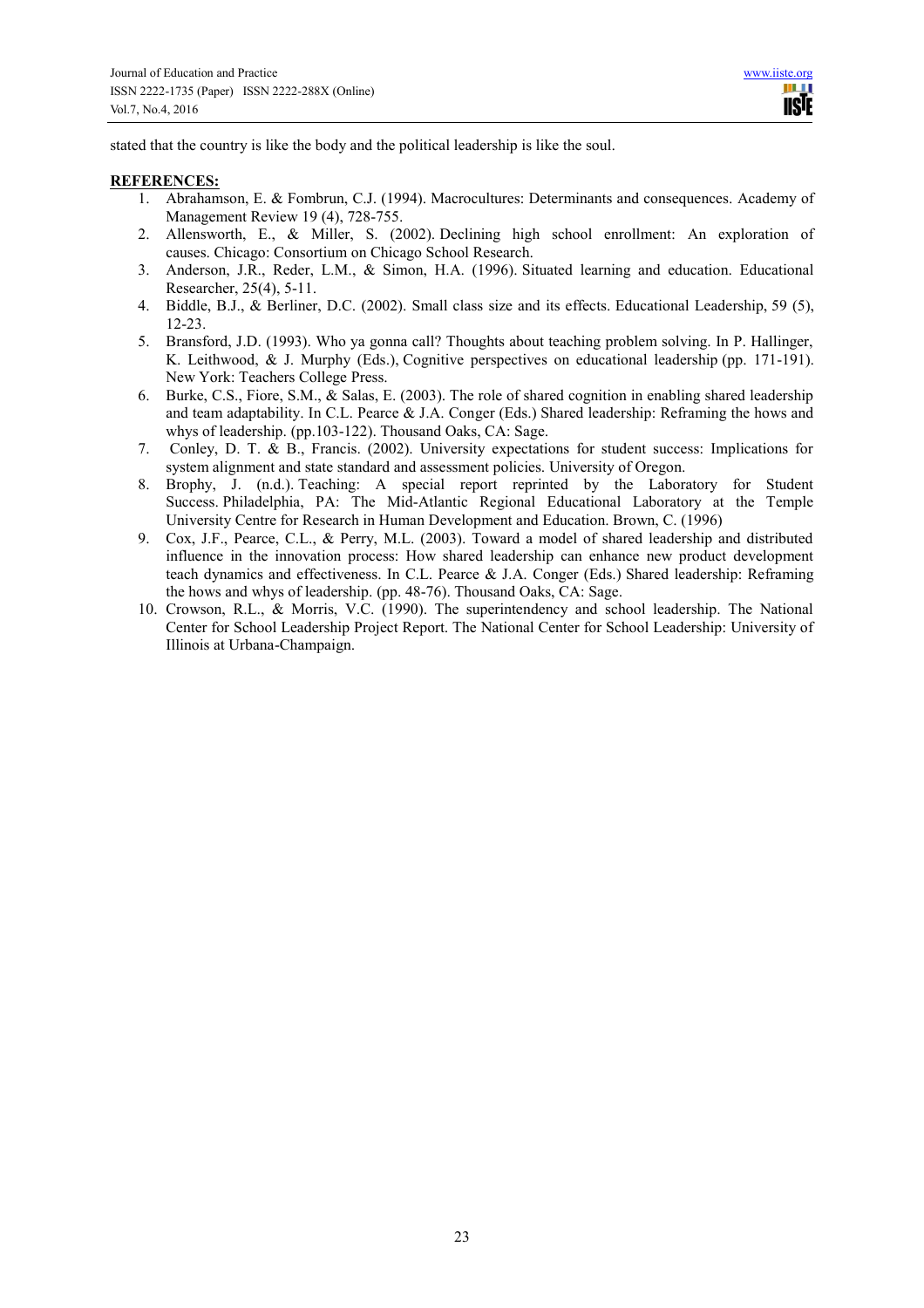stated that the country is like the body and the political leadership is like the soul.

**REFERENCES:**

1. Abrahamson, E. & Fombrun, C.J. (1994). Macrocultures: Determinants and consequences. Academy of Management Review 19 (4), 728-755.
2. Allensworth, E., & Miller, S. (2002). Declining high school enrollment: An exploration of causes. Chicago: Consortium on Chicago School Research.
3. Anderson, J.R., Reder, L.M., & Simon, H.A. (1996). Situated learning and education. Educational Researcher, 25(4), 5-11.
4. Biddle, B.J., & Berliner, D.C. (2002). Small class size and its effects. Educational Leadership, 59 (5), 12-23.
5. Bransford, J.D. (1993). Who ya gonna call? Thoughts about teaching problem solving. In P. Hallinger, K. Leithwood, & J. Murphy (Eds.), Cognitive perspectives on educational leadership (pp. 171-191). New York: Teachers College Press.
6. Burke, C.S., Fiore, S.M., & Salas, E. (2003). The role of shared cognition in enabling shared leadership and team adaptability. In C.L. Pearce & J.A. Conger (Eds.) Shared leadership: Reframing the hows and whys of leadership. (pp.103-122). Thousand Oaks, CA: Sage.
7. Conley, D. T. & B., Francis. (2002). University expectations for student success: Implications for system alignment and state standard and assessment policies. University of Oregon.
8. Brophy, J. (n.d.). Teaching: A special report reprinted by the Laboratory for Student Success. Philadelphia, PA: The Mid-Atlantic Regional Educational Laboratory at the Temple University Centre for Research in Human Development and Education. Brown, C. (1996)
9. Cox, J.F., Pearce, C.L., & Perry, M.L. (2003). Toward a model of shared leadership and distributed influence in the innovation process: How shared leadership can enhance new product development teach dynamics and effectiveness. In C.L. Pearce & J.A. Conger (Eds.) Shared leadership: Reframing the hows and whys of leadership. (pp. 48-76). Thousand Oaks, CA: Sage.
10. Crowson, R.L., & Morris, V.C. (1990). The superintendency and school leadership. The National Center for School Leadership Project Report. The National Center for School Leadership: University of Illinois at Urbana-Champaign.